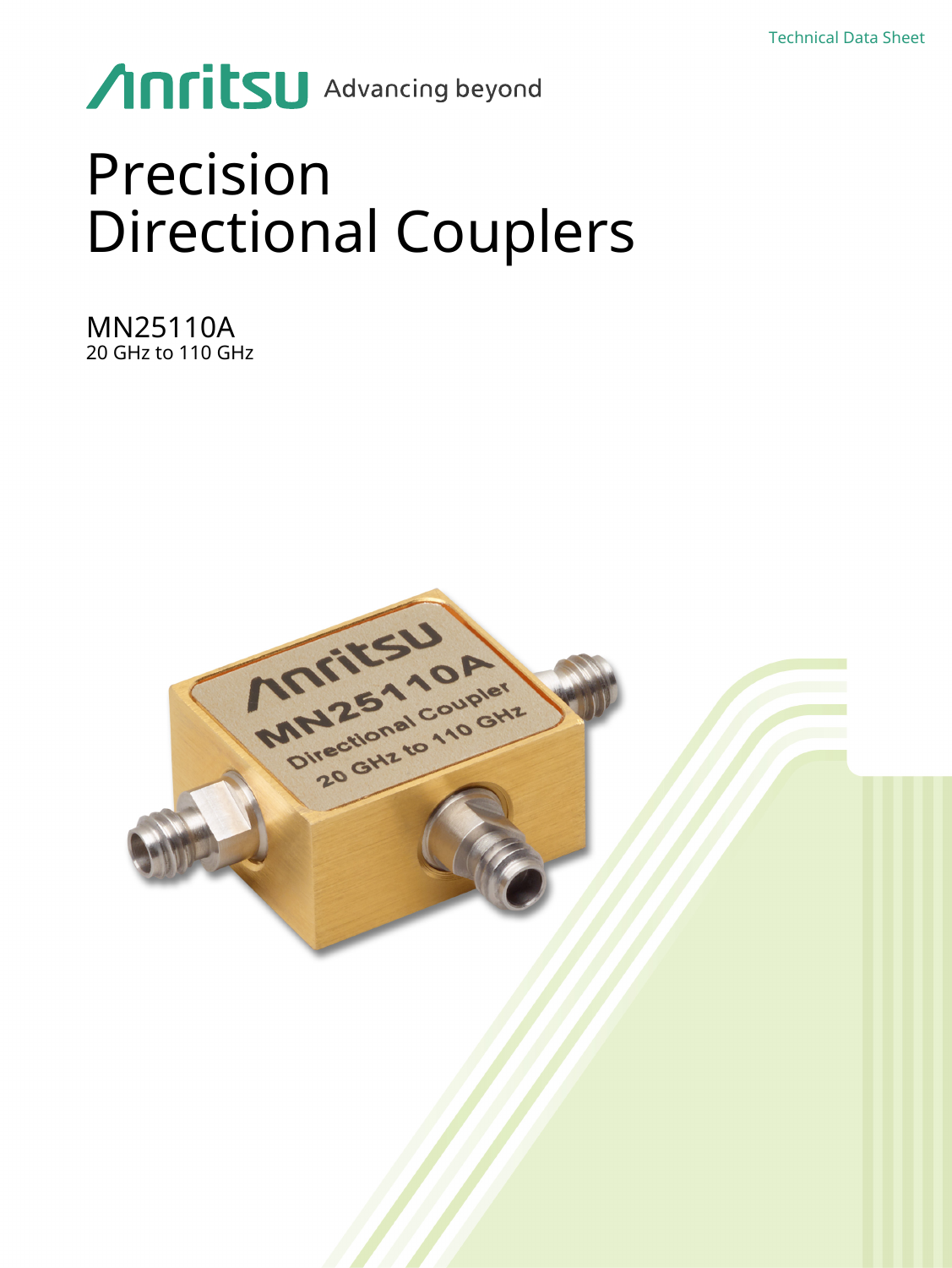Technical Data Sheet

Anritsu Advancing beyond

# Precision Directional Couplers

## MN25110A

20 GHz to 110 GHz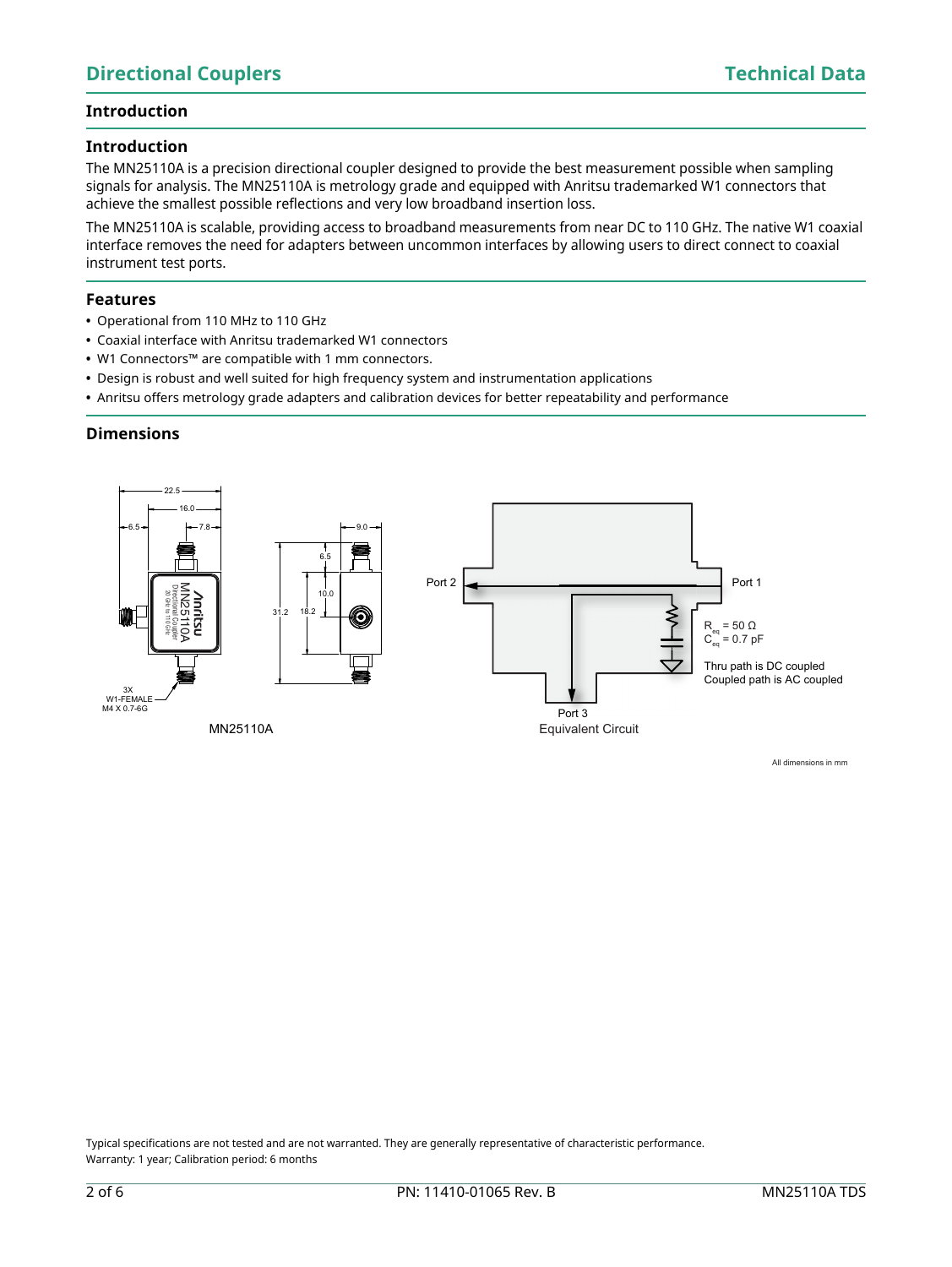## Introduction

### Introduction

The MN25110A is a precision directional coupler designed to provide the best measurement possible when sampling signals for analysis. The MN25110A is metrology grade and equipped with Anritsu trademarked W1 connectors that achieve the smallest possible reflections and very low broadband insertion loss.

The MN25110A is scalable, providing access to broadband measurements from near DC to 110 GHz. The native W1 coaxial interface removes the need for adapters between uncommon interfaces by allowing users to direct connect to coaxial instrument test ports.

### Features

- Operational from 110 MHz to 110 GHz
- Coaxial interface with Anritsu trademarked W1 connectors
- W1 Connectors™ are compatible with 1 mm connectors.
- Design is robust and well suited for high frequency system and instrumentation applications
- Anritsu offers metrology grade adapters and calibration devices for better repeatability and performance

### Dimensions

22.5, 16.0, 6.5, 7.8, 9.0, 6.5, 10.0, 31.2, 18.2

3X W1-FEMALE M4 X 0.7-6G

MN25110A

Port 2, Port 1, Port 3

$R_{eq}$ = 50 Ω
$C_{eq}$ = 0.7 pF

Thru path is DC coupled
Coupled path is AC coupled

Equivalent Circuit

All dimensions in mm

Typical specifications are not tested and are not warranted. They are generally representative of characteristic performance.
Warranty: 1 year; Calibration period: 6 months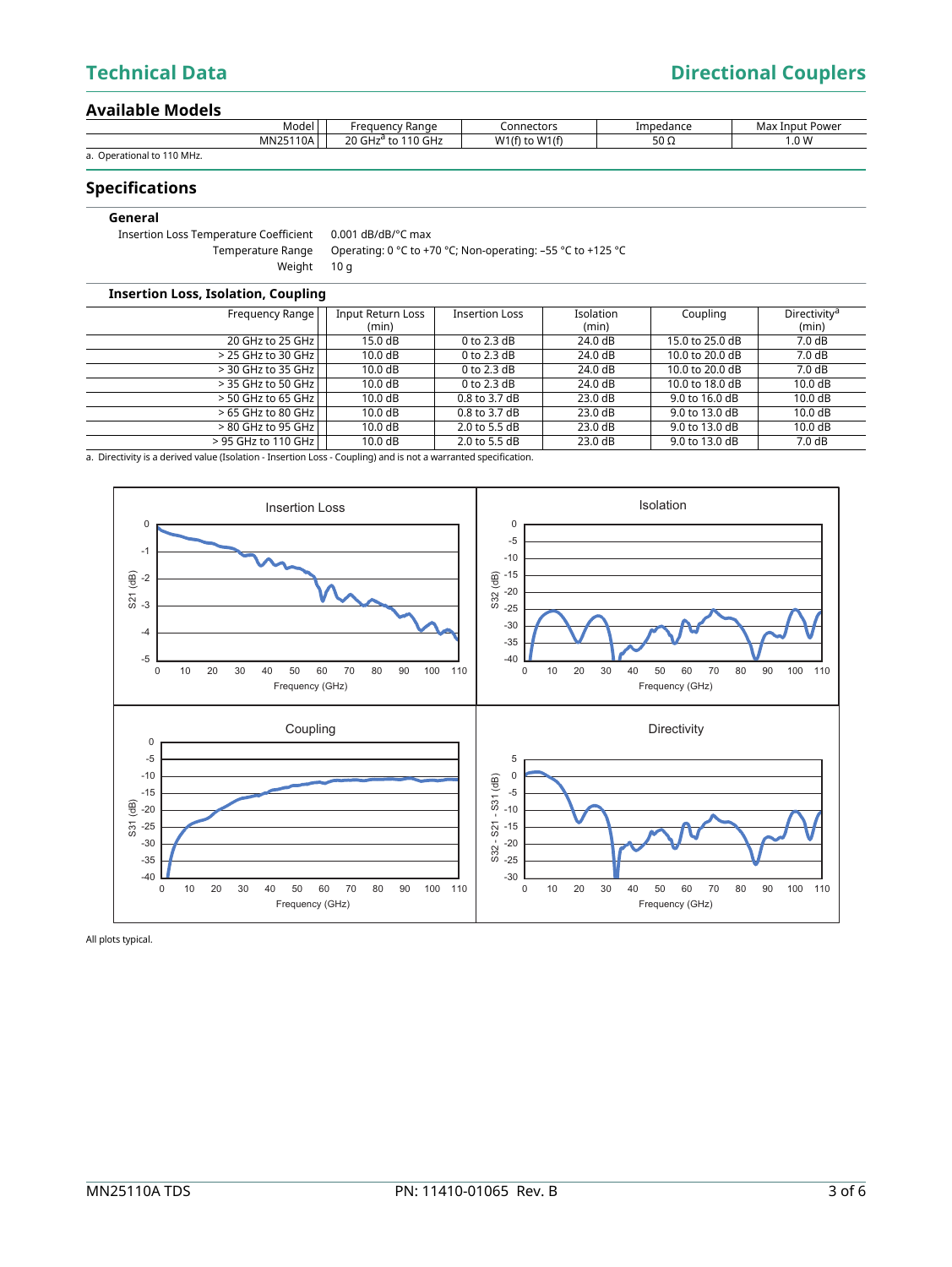## Available Models

| Model | Frequency Range | Connectors | Impedance | Max Input Power |
|---|---|---|---|---|
| MN25110A | 20 GHz[a] to 110 GHz | W1(f) to W1(f) | 50 Ω | 1.0 W |

a. Operational to 110 MHz.

## Specifications

### General

Insertion Loss Temperature Coefficient: 0.001 dB/dB/°C max

Temperature Range: Operating: 0 °C to +70 °C; Non-operating: –55 °C to +125 °C

Weight: 10 g

### Insertion Loss, Isolation, Coupling

| Frequency Range | Input Return Loss (min) | Insertion Loss | Isolation (min) | Coupling | Directivity[a] (min) |
|---|---|---|---|---|---|
| 20 GHz to 25 GHz | 15.0 dB | 0 to 2.3 dB | 24.0 dB | 15.0 to 25.0 dB | 7.0 dB |
| > 25 GHz to 30 GHz | 10.0 dB | 0 to 2.3 dB | 24.0 dB | 10.0 to 20.0 dB | 7.0 dB |
| > 30 GHz to 35 GHz | 10.0 dB | 0 to 2.3 dB | 24.0 dB | 10.0 to 20.0 dB | 7.0 dB |
| > 35 GHz to 50 GHz | 10.0 dB | 0 to 2.3 dB | 24.0 dB | 10.0 to 18.0 dB | 10.0 dB |
| > 50 GHz to 65 GHz | 10.0 dB | 0.8 to 3.7 dB | 23.0 dB | 9.0 to 16.0 dB | 10.0 dB |
| > 65 GHz to 80 GHz | 10.0 dB | 0.8 to 3.7 dB | 23.0 dB | 9.0 to 13.0 dB | 10.0 dB |
| > 80 GHz to 95 GHz | 10.0 dB | 2.0 to 5.5 dB | 23.0 dB | 9.0 to 13.0 dB | 10.0 dB |
| > 95 GHz to 110 GHz | 10.0 dB | 2.0 to 5.5 dB | 23.0 dB | 9.0 to 13.0 dB | 7.0 dB |

a. Directivity is a derived value (Isolation - Insertion Loss - Coupling) and is not a warranted specification.

All plots typical.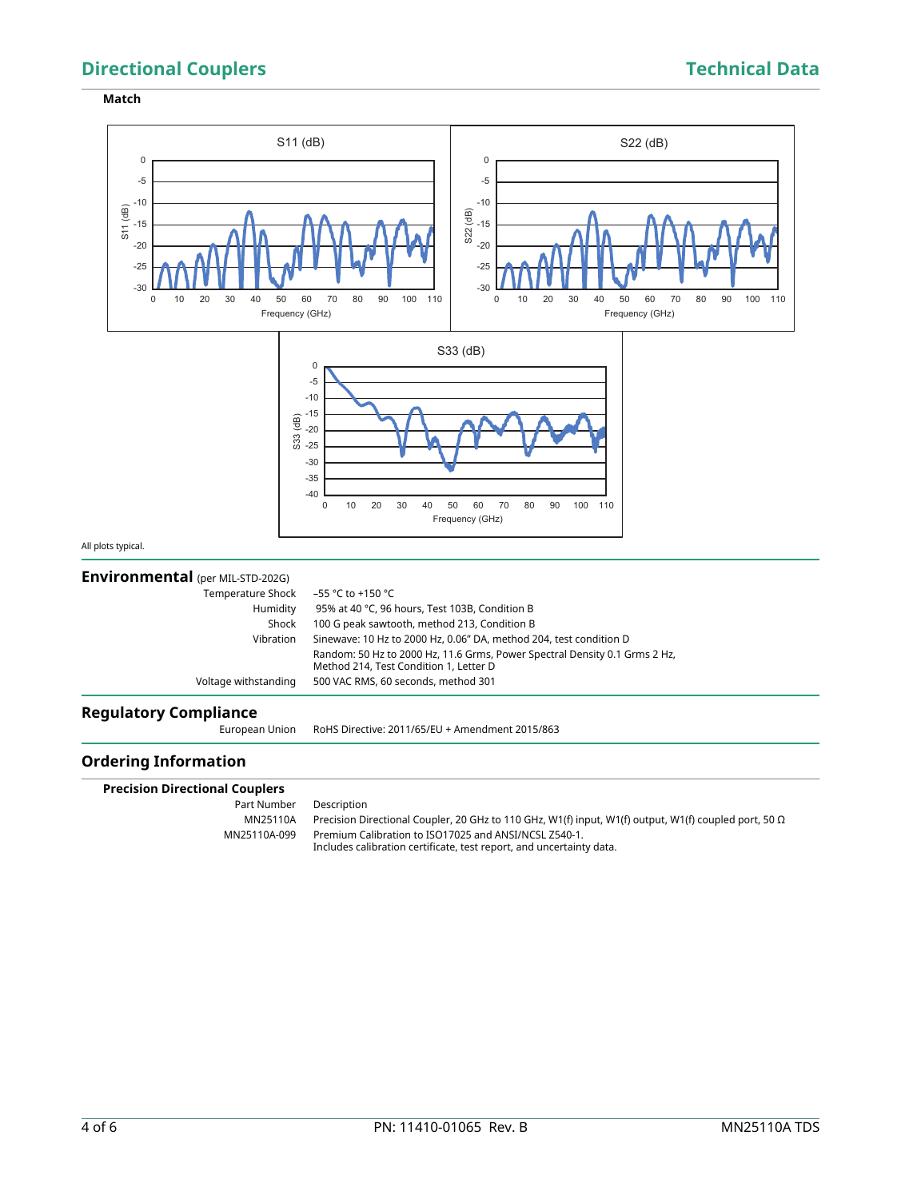### Match

All plots typical.

## Environmental (per MIL-STD-202G)

| | |
|---|---|
| Temperature Shock | –55 °C to +150 °C |
| Humidity | 95% at 40 °C, 96 hours, Test 103B, Condition B |
| Shock | 100 G peak sawtooth, method 213, Condition B |
| Vibration | Sinewave: 10 Hz to 2000 Hz, 0.06" DA, method 204, test condition D |
| | Random: 50 Hz to 2000 Hz, 11.6 Grms, Power Spectral Density 0.1 Grms 2 Hz, Method 214, Test Condition 1, Letter D |
| Voltage withstanding | 500 VAC RMS, 60 seconds, method 301 |

## Regulatory Compliance

| | |
|---|---|
| European Union | RoHS Directive: 2011/65/EU + Amendment 2015/863 |

## Ordering Information

### Precision Directional Couplers

| Part Number | Description |
|---|---|
| MN25110A | Precision Directional Coupler, 20 GHz to 110 GHz, W1(f) input, W1(f) output, W1(f) coupled port, 50 Ω |
| MN25110A-099 | Premium Calibration to ISO17025 and ANSI/NCSL Z540-1. Includes calibration certificate, test report, and uncertainty data. |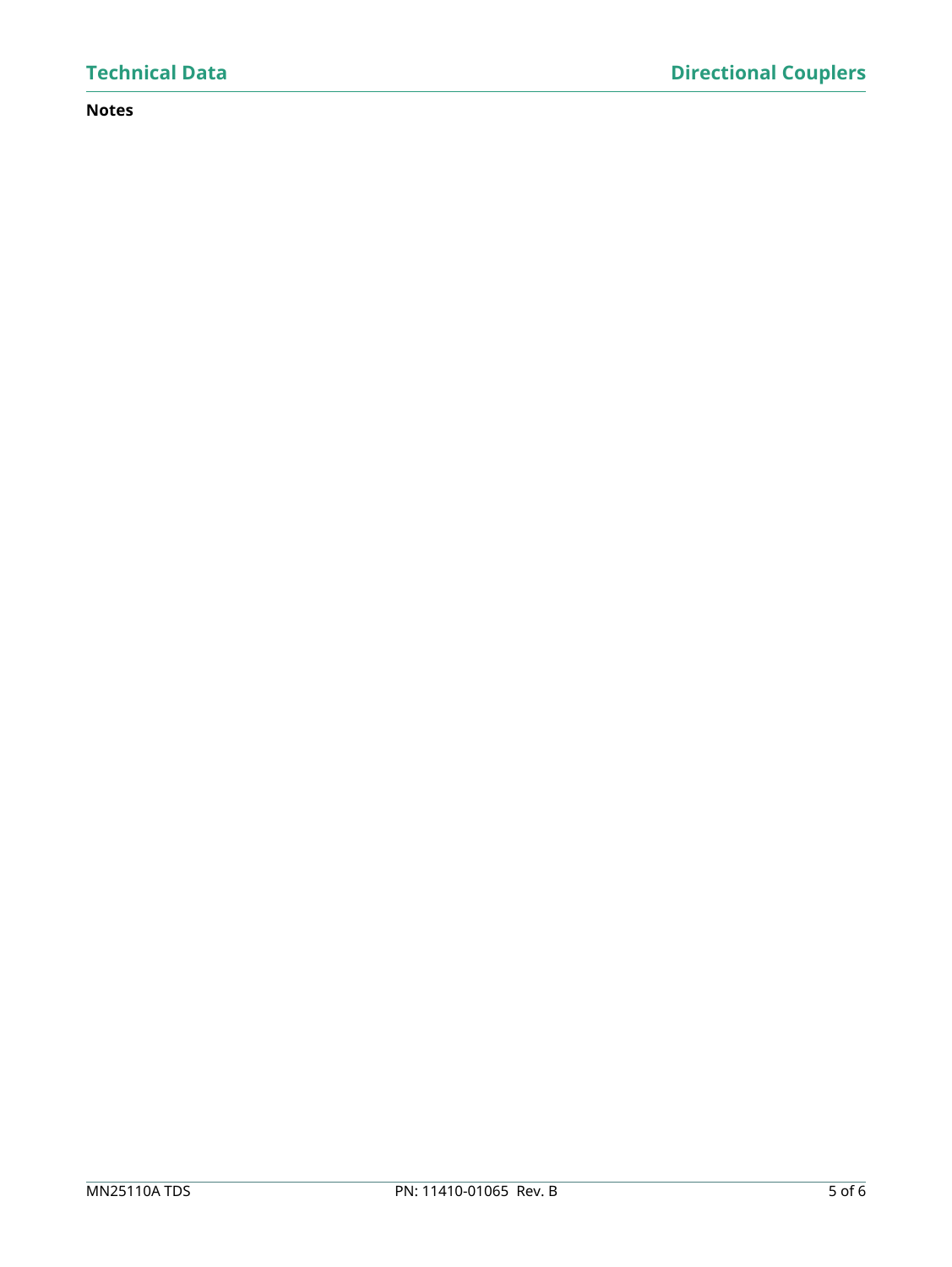**Notes**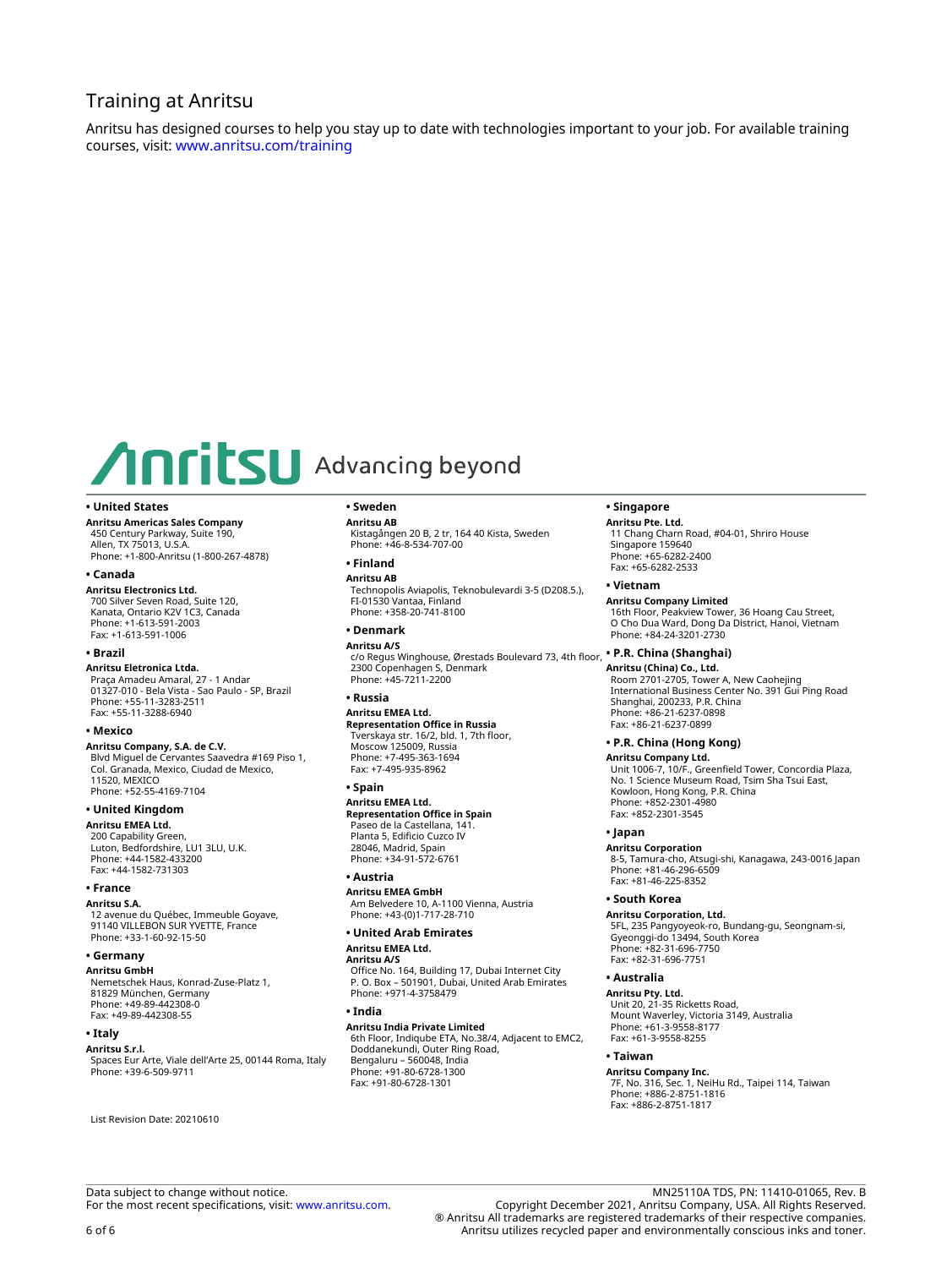## Training at Anritsu

Anritsu has designed courses to help you stay up to date with technologies important to your job. For available training courses, visit: www.anritsu.com/training

Anritsu Advancing beyond

**• United States**

**Anritsu Americas Sales Company**
450 Century Parkway, Suite 190,
Allen, TX 75013, U.S.A.
Phone: +1-800-Anritsu (1-800-267-4878)

**• Canada**

**Anritsu Electronics Ltd.**
700 Silver Seven Road, Suite 120,
Kanata, Ontario K2V 1C3, Canada
Phone: +1-613-591-2003
Fax: +1-613-591-1006

**• Brazil**

**Anritsu Eletronica Ltda.**
Praça Amadeu Amaral, 27 - 1 Andar
01327-010 - Bela Vista - Sao Paulo - SP, Brazil
Phone: +55-11-3283-2511
Fax: +55-11-3288-6940

**• Mexico**

**Anritsu Company, S.A. de C.V.**
Blvd Miguel de Cervantes Saavedra #169 Piso 1,
Col. Granada, Mexico, Ciudad de Mexico,
11520, MEXICO
Phone: +52-55-4169-7104

**• United Kingdom**

**Anritsu EMEA Ltd.**
200 Capability Green,
Luton, Bedfordshire, LU1 3LU, U.K.
Phone: +44-1582-433200
Fax: +44-1582-731303

**• France**

**Anritsu S.A.**
12 avenue du Québec, Immeuble Goyave,
91140 VILLEBON SUR YVETTE, France
Phone: +33-1-60-92-15-50

**• Germany**

**Anritsu GmbH**
Nemetschek Haus, Konrad-Zuse-Platz 1,
81829 München, Germany
Phone: +49-89-442308-0
Fax: +49-89-442308-55

**• Italy**

**Anritsu S.r.l.**
Spaces Eur Arte, Viale dell'Arte 25, 00144 Roma, Italy
Phone: +39-6-509-9711

**• Sweden**

**Anritsu AB**
Kistagången 20 B, 2 tr, 164 40 Kista, Sweden
Phone: +46-8-534-707-00

**• Finland**

**Anritsu AB**
Technopolis Aviapolis, Teknobulevardi 3-5 (D208.5.),
FI-01530 Vantaa, Finland
Phone: +358-20-741-8100

**• Denmark**

**Anritsu A/S**
c/o Regus Winghouse, Ørestads Boulevard 73, 4th floor,
2300 Copenhagen S, Denmark
Phone: +45-7211-2200

**• Russia**

**Anritsu EMEA Ltd.**
**Representation Office in Russia**
Tverskaya str. 16/2, bld. 1, 7th floor,
Moscow 125009, Russia
Phone: +7-495-363-1694
Fax: +7-495-935-8962

**• Spain**

**Anritsu EMEA Ltd.**
**Representation Office in Spain**
Paseo de la Castellana, 141.
Planta 5, Edificio Cuzco IV
28046, Madrid, Spain
Phone: +34-91-572-6761

**• Austria**

**Anritsu EMEA GmbH**
Am Belvedere 10, A-1100 Vienna, Austria
Phone: +43-(0)1-717-28-710

**• United Arab Emirates**

**Anritsu EMEA Ltd.**
**Anritsu A/S**
Office No. 164, Building 17, Dubai Internet City
P. O. Box – 501901, Dubai, United Arab Emirates
Phone: +971-4-3758479

**• India**

**Anritsu India Private Limited**
6th Floor, Indiqube ETA, No.38/4, Adjacent to EMC2,
Doddanekundi, Outer Ring Road,
Bengaluru – 560048, India
Phone: +91-80-6728-1300
Fax: +91-80-6728-1301

**• Singapore**

**Anritsu Pte. Ltd.**
11 Chang Charn Road, #04-01, Shriro House
Singapore 159640
Phone: +65-6282-2400
Fax: +65-6282-2533

**• Vietnam**

**Anritsu Company Limited**
16th Floor, Peakview Tower, 36 Hoang Cau Street,
O Cho Dua Ward, Dong Da District, Hanoi, Vietnam
Phone: +84-24-3201-2730

**• P.R. China (Shanghai)**

**Anritsu (China) Co., Ltd.**
Room 2701-2705, Tower A, New Caohejing
International Business Center No. 391 Gui Ping Road
Shanghai, 200233, P.R. China
Phone: +86-21-6237-0898
Fax: +86-21-6237-0899

**• P.R. China (Hong Kong)**

**Anritsu Company Ltd.**
Unit 1006-7, 10/F., Greenfield Tower, Concordia Plaza,
No. 1 Science Museum Road, Tsim Sha Tsui East,
Kowloon, Hong Kong, P.R. China
Phone: +852-2301-4980
Fax: +852-2301-3545

**• Japan**

**Anritsu Corporation**
8-5, Tamura-cho, Atsugi-shi, Kanagawa, 243-0016 Japan
Phone: +81-46-296-6509
Fax: +81-46-225-8352

**• South Korea**

**Anritsu Corporation, Ltd.**
5FL, 235 Pangyoyeok-ro, Bundang-gu, Seongnam-si,
Gyeonggi-do 13494, South Korea
Phone: +82-31-696-7750
Fax: +82-31-696-7751

**• Australia**

**Anritsu Pty. Ltd.**
Unit 20, 21-35 Ricketts Road,
Mount Waverley, Victoria 3149, Australia
Phone: +61-3-9558-8177
Fax: +61-3-9558-8255

**• Taiwan**

**Anritsu Company Inc.**
7F, No. 316, Sec. 1, NeiHu Rd., Taipei 114, Taiwan
Phone: +886-2-8751-1816
Fax: +886-2-8751-1817

List Revision Date: 20210610

Data subject to change without notice.
For the most recent specifications, visit: www.anritsu.com.

MN25110A TDS, PN: 11410-01065, Rev. B
Copyright December 2021, Anritsu Company, USA. All Rights Reserved.
® Anritsu All trademarks are registered trademarks of their respective companies.
Anritsu utilizes recycled paper and environmentally conscious inks and toner.